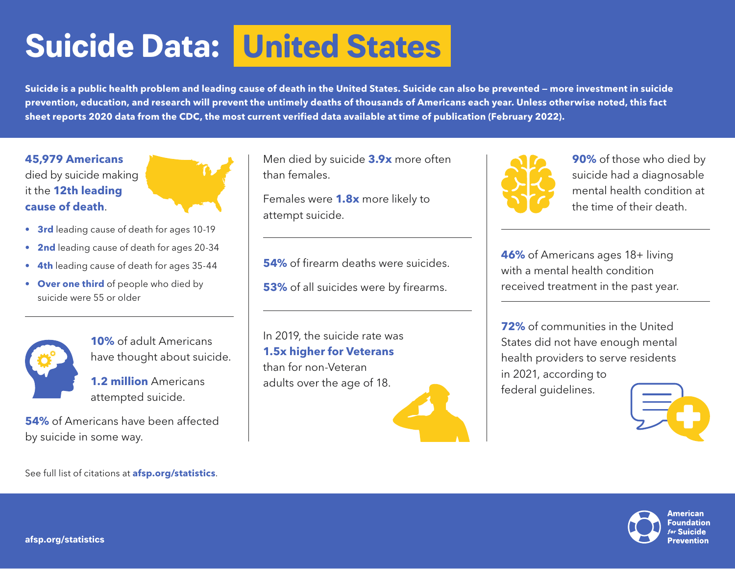# Suicide Data: United States

**Suicide is a public health problem and leading cause of death in the United States. Suicide can also be prevented — more investment in suicide prevention, education, and research will prevent the untimely deaths of thousands of Americans each year. Unless otherwise noted, this fact sheet reports 2020 data from the CDC, the most current verified data available at time of publication (February 2022).**

**45,979 Americans** died by suicide making it the **12th leading cause of death**.

- **3rd** leading cause of death for ages 10-19
- **2nd** leading cause of death for ages 20-34
- **4th** leading cause of death for ages 35-44
- **Over one third** of people who died by suicide were 55 or older

**10%** of adult Americans have thought about suicide.

**1.2 million** Americans attempted suicide.

**54%** of Americans have been affected by suicide in some way.

Men died by suicide **3.9x** more often than females.

Females were **1.8x** more likely to attempt suicide.

**54%** of firearm deaths were suicides.

**53%** of all suicides were by firearms.

In 2019, the suicide rate was **1.5x higher for Veterans** than for non-Veteran adults over the age of 18.

**90%** of those who died by suicide had a diagnosable mental health condition at the time of their death.

**46%** of Americans ages 18+ living with a mental health condition received treatment in the past year.

**72%** of communities in the United States did not have enough mental health providers to serve residents in 2021, according to federal guidelines.

See full list of citations at **afsp.org/statistics**.

**afsp.org/statistics**

**American Foundation for Suicide Prevention**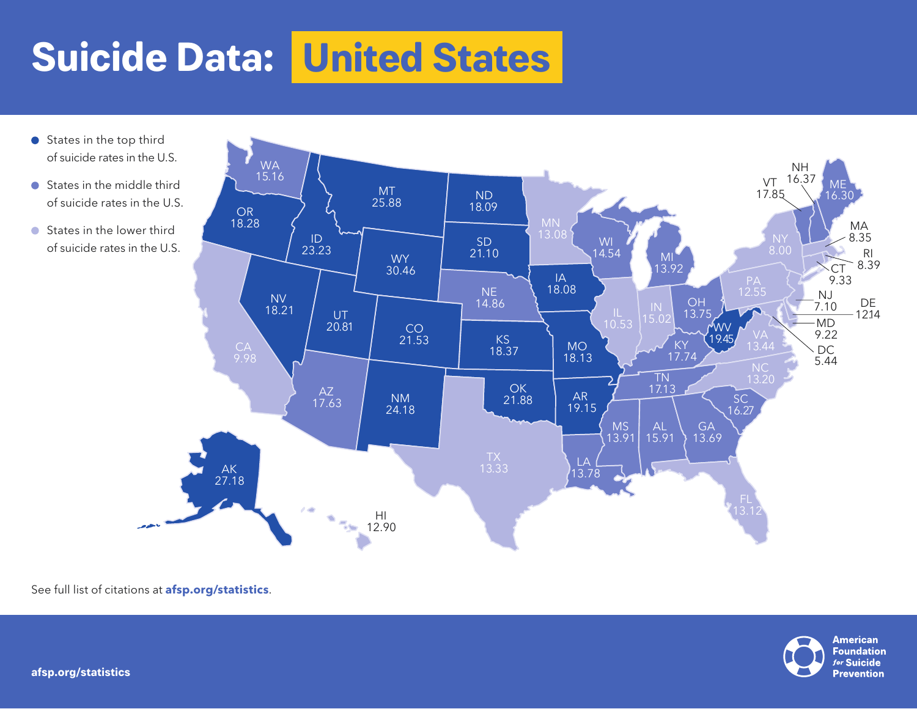# Suicide Data: United States

- States in the top third of suicide rates in the U.S.
- States in the middle third of suicide rates in the U.S.
- States in the lower third of suicide rates in the U.S.

WA 15.16
OR 18.28
CA 9.98
NV 18.21
ID 23.23
MT 25.88
WY 30.46
UT 20.81
AZ 17.63
CO 21.53
NM 24.18
ND 18.09
SD 21.10
NE 14.86
KS 18.37
OK 21.88
TX 13.33
MN 13.08
IA 18.08
MO 18.13
AR 19.15
LA 13.78
WI 14.54
IL 10.53
MI 13.92
IN 15.02
OH 13.75
KY 17.74
TN 17.13
MS 13.91
AL 15.91
GA 13.69
FL 13.12
SC 16.27
NC 13.20
VA 13.44
WV 19.45
PA 12.55
NY 8.00
VT 17.85
NH 16.37
ME 16.30
MA 8.35
RI 8.39
CT 9.33
NJ 7.10
DE 12.14
MD 9.22
DC 5.44
AK 27.18
HI 12.90

See full list of citations at **afsp.org/statistics**.

**afsp.org/statistics**

**American Foundation for Suicide Prevention**